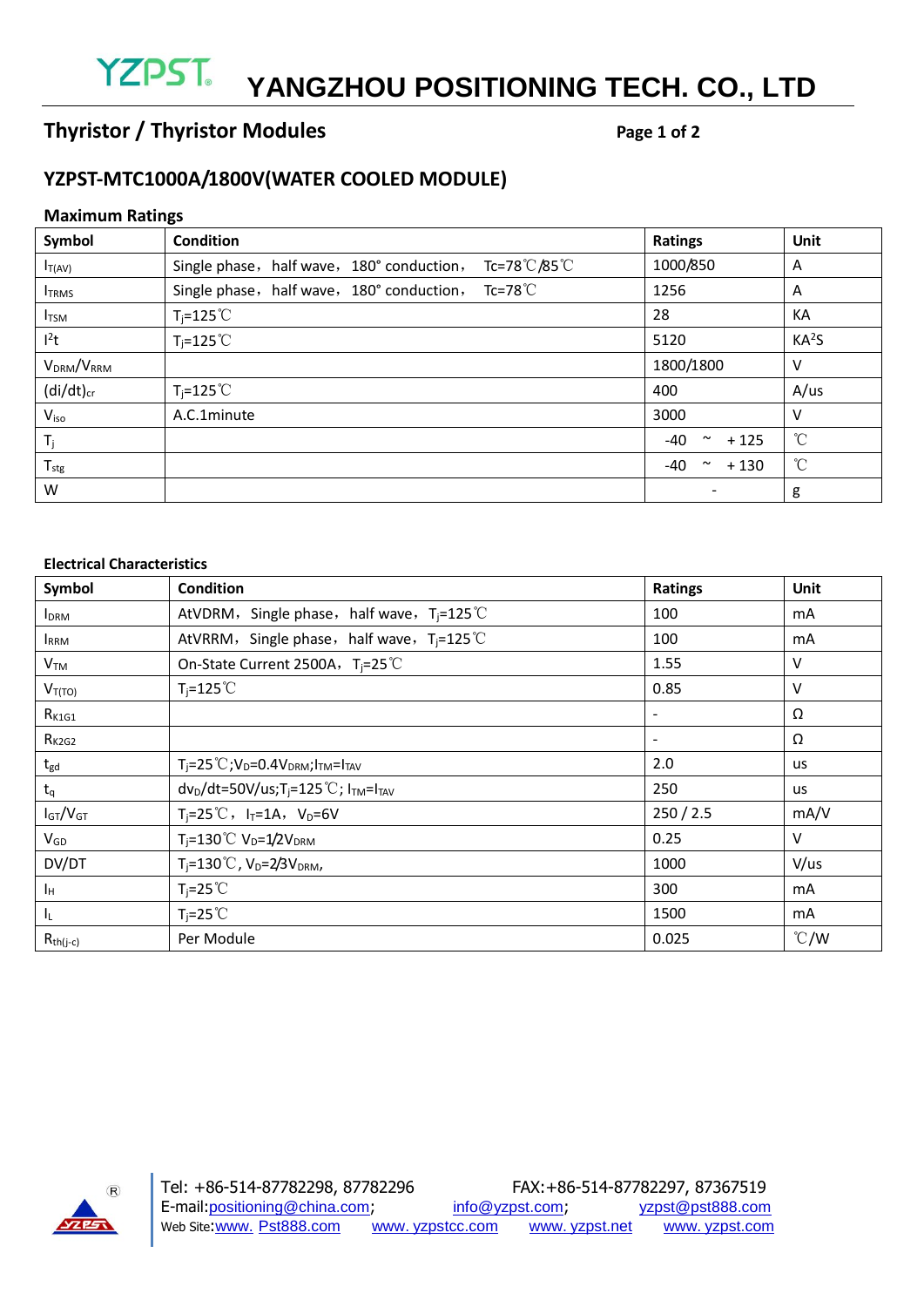# YANGZHOU POSITIONING TECH. CO., LTD

## Thyristor / Thyristor Modules

## YZPST-MTC1000A/1800V(WATER COOLED MODULE)

### Maximum Ratings

| Symbol | Condition | Ratings | Unit |
|---|---|---|---|
| $I_{T(AV)}$ | Single phase，half wave，180° conduction， Tc=78℃/85℃ | 1000/850 | A |
| $I_{TRMS}$ | Single phase，half wave，180° conduction， Tc=78℃ | 1256 | A |
| $I_{TSM}$ | $T_j$=125℃ | 28 | KA |
| $I^2t$ | $T_j$=125℃ | 5120 | $KA^2S$ |
| $V_{DRM}/V_{RRM}$ | | 1800/1800 | V |
| $(di/dt)_{cr}$ | $T_j$=125℃ | 400 | A/us |
| $V_{iso}$ | A.C.1minute | 3000 | V |
| $T_j$ | | -40 ~ +125 | ℃ |
| $T_{stg}$ | | -40 ~ +130 | ℃ |
| W | | - | g |

### Electrical Characteristics

| Symbol | Condition | Ratings | Unit |
|---|---|---|---|
| $I_{DRM}$ | AtVDRM，Single phase，half wave，$T_j$=125℃ | 100 | mA |
| $I_{RRM}$ | AtVRRM，Single phase，half wave，$T_j$=125℃ | 100 | mA |
| $V_{TM}$ | On-State Current 2500A，$T_j$=25℃ | 1.55 | V |
| $V_{T(TO)}$ | $T_j$=125℃ | 0.85 | V |
| $R_{K1G1}$ | | - | Ω |
| $R_{K2G2}$ | | - | Ω |
| $t_{gd}$ | $T_j$=25℃;$V_D$=0.4$V_{DRM}$;$I_{TM}$=$I_{TAV}$ | 2.0 | us |
| $t_q$ | $dv_D/dt$=50V/us;$T_j$=125℃; $I_{TM}$=$I_{TAV}$ | 250 | us |
| $I_{GT}/V_{GT}$ | $T_j$=25℃，$I_T$=1A，$V_D$=6V | 250 / 2.5 | mA/V |
| $V_{GD}$ | $T_j$=130℃ $V_D$=1/2$V_{DRM}$ | 0.25 | V |
| DV/DT | $T_j$=130℃, $V_D$=2/3$V_{DRM}$, | 1000 | V/us |
| $I_H$ | $T_j$=25℃ | 300 | mA |
| $I_L$ | $T_j$=25℃ | 1500 | mA |
| $R_{th(j-c)}$ | Per Module | 0.025 | ℃/W |

Tel: +86-514-87782298, 87782296    FAX:+86-514-87782297, 87367519
E-mail:positioning@china.com; info@yzpst.com; yzpst@pst888.com
Web Site:www. Pst888.com  www. yzpstcc.com  www. yzpst.net  www. yzpst.com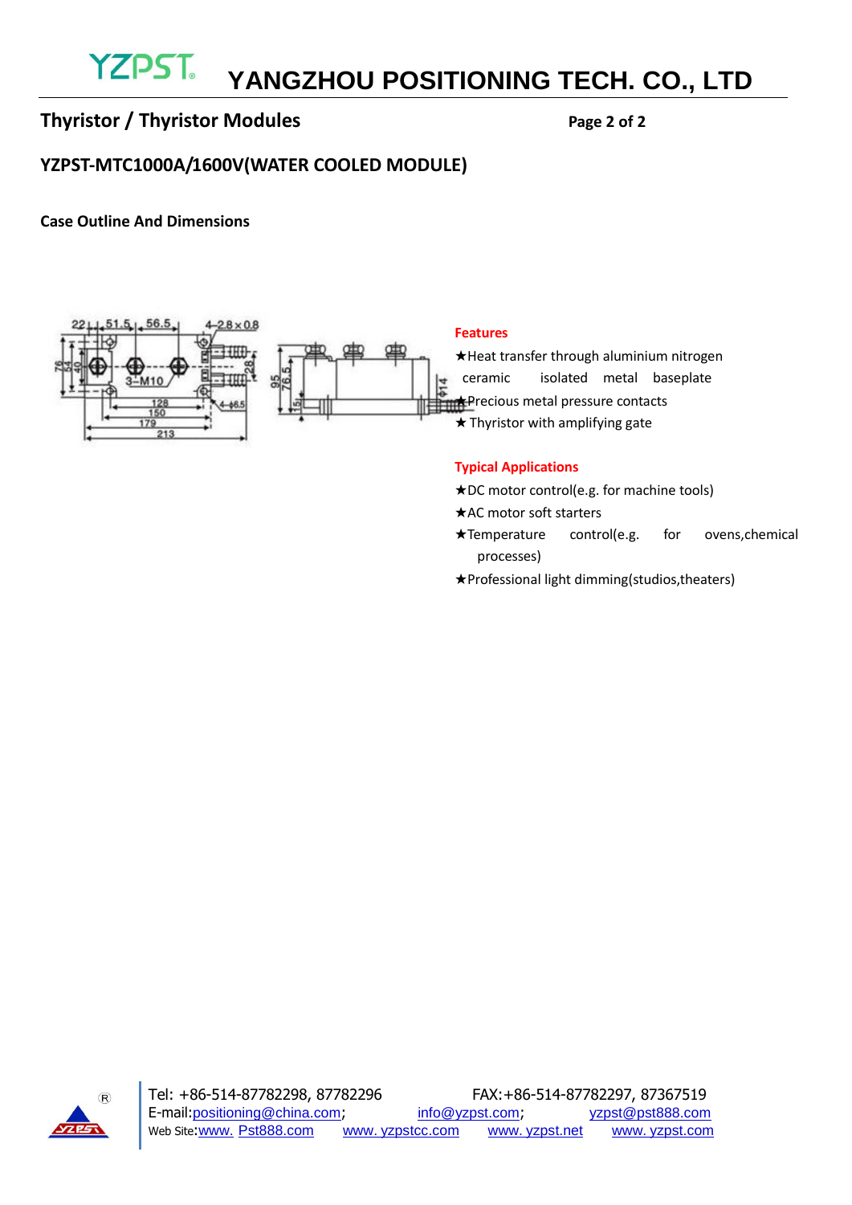## YZPST-MTC1000A/1600V(WATER COOLED MODULE)

### Case Outline And Dimensions

22
51.5
56.5
4-2.8×0.8
76
64
40
3-M10
28
128
150
179
213
4-φ6.5
95
76.5
15
φ14

**Features**

★Heat transfer through aluminium nitrogen ceramic isolated metal baseplate

★Precious metal pressure contacts

★ Thyristor with amplifying gate

**Typical Applications**

★DC motor control(e.g. for machine tools)

★AC motor soft starters

★Temperature control(e.g. for ovens,chemical processes)

★Professional light dimming(studios,theaters)

Tel: +86-514-87782298, 87782296 FAX:+86-514-87782297, 87367519

E-mail:positioning@china.com; info@yzpst.com; yzpst@pst888.com

Web Site:www. Pst888.com www. yzpstcc.com www. yzpst.net www. yzpst.com